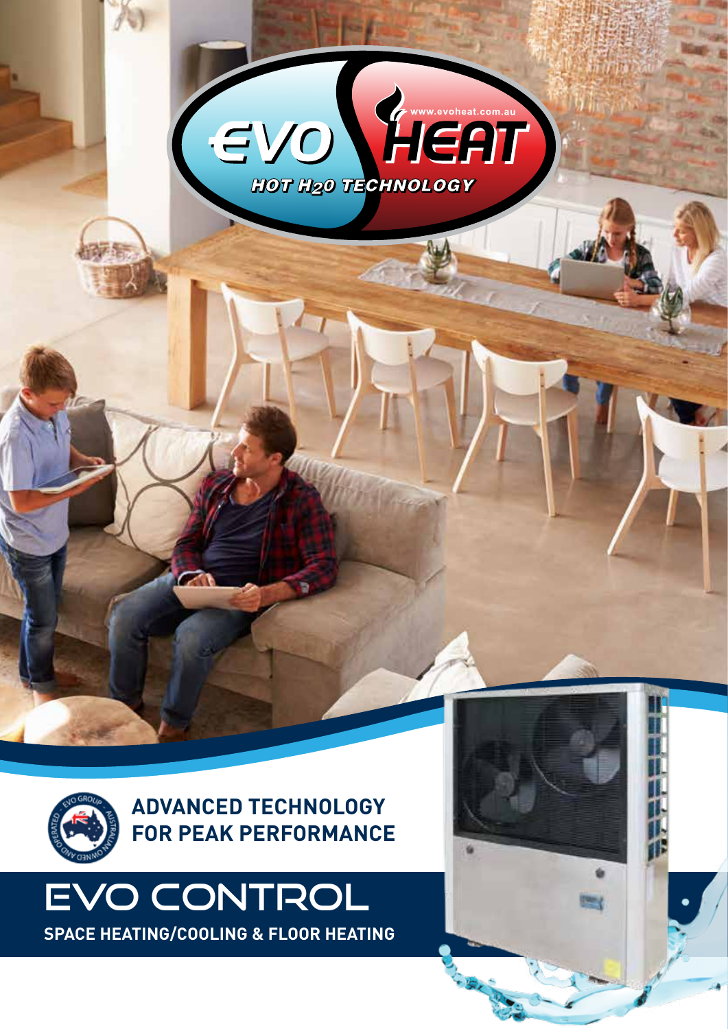EVO HEAT

www.evoheat.com.au

HOT $H_2O$ TECHNOLOGY

EVO GROUP – AUSTRALIAN OWNED AND OPERATED

**ADVANCED TECHNOLOGY FOR PEAK PERFORMANCE**

# EVO CONTROL

**SPACE HEATING/COOLING & FLOOR HEATING**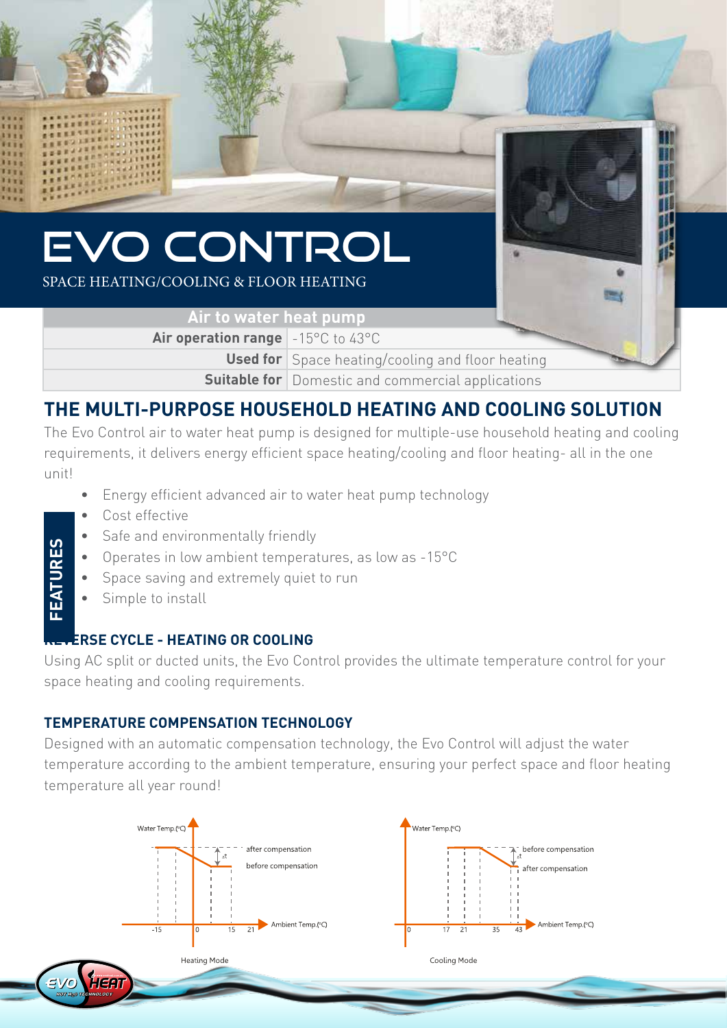# EVO CONTROL

SPACE HEATING/COOLING & FLOOR HEATING

| Air to water heat pump | |
|---|---|
| **Air operation range** | -15°C to 43°C |
| **Used for** | Space heating/cooling and floor heating |
| **Suitable for** | Domestic and commercial applications |

## THE MULTI-PURPOSE HOUSEHOLD HEATING AND COOLING SOLUTION

The Evo Control air to water heat pump is designed for multiple-use household heating and cooling requirements, it delivers energy efficient space heating/cooling and floor heating- all in the one unit!

**FEATURES**

- Energy efficient advanced air to water heat pump technology
- Cost effective
- Safe and environmentally friendly
- Operates in low ambient temperatures, as low as -15°C
- Space saving and extremely quiet to run
- Simple to install

### REVERSE CYCLE - HEATING OR COOLING

Using AC split or ducted units, the Evo Control provides the ultimate temperature control for your space heating and cooling requirements.

### TEMPERATURE COMPENSATION TECHNOLOGY

Designed with an automatic compensation technology, the Evo Control will adjust the water temperature according to the ambient temperature, ensuring your perfect space and floor heating temperature all year round!

Water Temp.(°C) — after compensation / before compensation — Ambient Temp.(°C): -15, 0, 15, 21

Heating Mode

Water Temp.(°C) — before compensation / after compensation — Ambient Temp.(°C): 0, 17, 21, 35, 43

Cooling Mode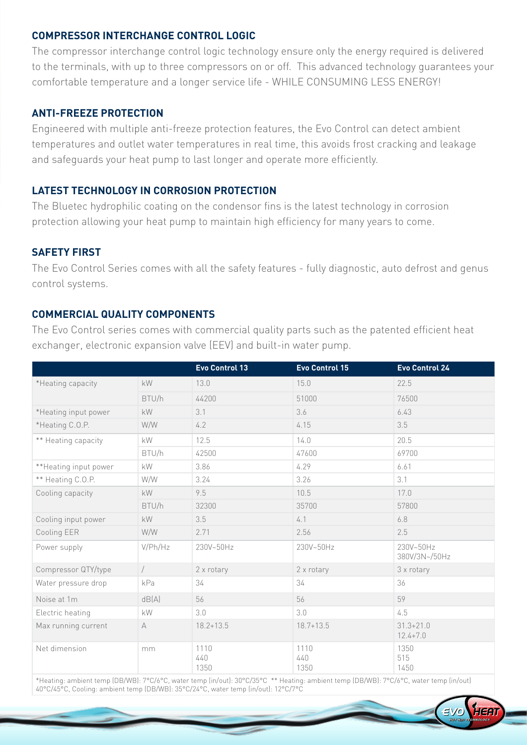## COMPRESSOR INTERCHANGE CONTROL LOGIC

The compressor interchange control logic technology ensure only the energy required is delivered to the terminals, with up to three compressors on or off. This advanced technology guarantees your comfortable temperature and a longer service life - WHILE CONSUMING LESS ENERGY!

## ANTI-FREEZE PROTECTION

Engineered with multiple anti-freeze protection features, the Evo Control can detect ambient temperatures and outlet water temperatures in real time, this avoids frost cracking and leakage and safeguards your heat pump to last longer and operate more efficiently.

## LATEST TECHNOLOGY IN CORROSION PROTECTION

The Bluetec hydrophilic coating on the condensor fins is the latest technology in corrosion protection allowing your heat pump to maintain high efficiency for many years to come.

## SAFETY FIRST

The Evo Control Series comes with all the safety features - fully diagnostic, auto defrost and genus control systems.

## COMMERCIAL QUALITY COMPONENTS

The Evo Control series comes with commercial quality parts such as the patented efficient heat exchanger, electronic expansion valve (EEV) and built-in water pump.

| | | Evo Control 13 | Evo Control 15 | Evo Control 24 |
|---|---|---|---|---|
| *Heating capacity | kW | 13.0 | 15.0 | 22.5 |
| | BTU/h | 44200 | 51000 | 76500 |
| *Heating input power | kW | 3.1 | 3.6 | 6.43 |
| *Heating C.O.P. | W/W | 4.2 | 4.15 | 3.5 |
| ** Heating capacity | kW | 12.5 | 14.0 | 20.5 |
| | BTU/h | 42500 | 47600 | 69700 |
| **Heating input power | kW | 3.86 | 4.29 | 6.61 |
| ** Heating C.O.P. | W/W | 3.24 | 3.26 | 3.1 |
| Cooling capacity | kW | 9.5 | 10.5 | 17.0 |
| | BTU/h | 32300 | 35700 | 57800 |
| Cooling input power | kW | 3.5 | 4.1 | 6.8 |
| Cooling EER | W/W | 2.71 | 2.56 | 2.5 |
| Power supply | V/Ph/Hz | 230V~50Hz | 230V~50Hz | 230V~50Hz 380V/3N~/50Hz |
| Compressor QTY/type | / | 2 x rotary | 2 x rotary | 3 x rotary |
| Water pressure drop | kPa | 34 | 34 | 36 |
| Noise at 1m | dB(A) | 56 | 56 | 59 |
| Electric heating | kW | 3.0 | 3.0 | 4.5 |
| Max running current | A | 18.2+13.5 | 18.7+13.5 | 31.3+21.0 12.4+7.0 |
| Net dimension | mm | 1110 440 1350 | 1110 440 1350 | 1350 515 1450 |

*Heating: ambient temp (DB/WB): 7°C/6°C, water temp (in/out): 30°C/35°C ** Heating: ambient temp (DB/WB): 7°C/6°C, water temp (in/out) 40°C/45°C, Cooling: ambient temp (DB/WB): 35°C/24°C, water temp (in/out): 12°C/7°C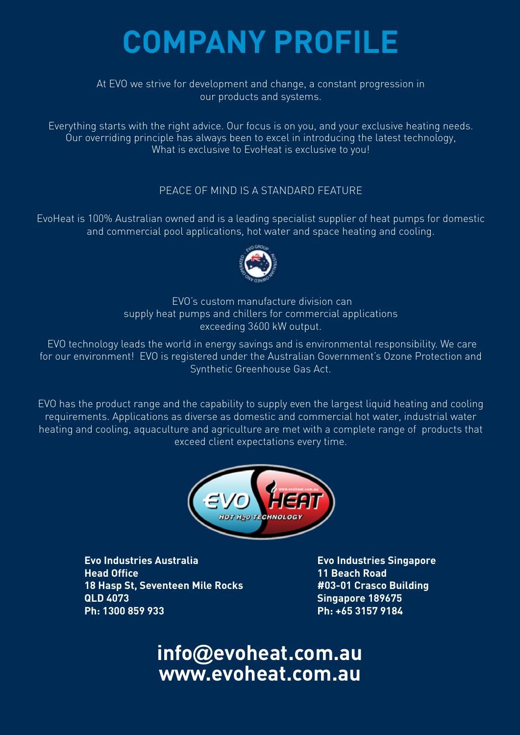# COMPANY PROFILE

At EVO we strive for development and change, a constant progression in our products and systems.

Everything starts with the right advice. Our focus is on you, and your exclusive heating needs. Our overriding principle has always been to excel in introducing the latest technology, What is exclusive to EvoHeat is exclusive to you!

PEACE OF MIND IS A STANDARD FEATURE

EvoHeat is 100% Australian owned and is a leading specialist supplier of heat pumps for domestic and commercial pool applications, hot water and space heating and cooling.

EVO's custom manufacture division can supply heat pumps and chillers for commercial applications exceeding 3600 kW output.

EVO technology leads the world in energy savings and is environmental responsibility. We care for our environment! EVO is registered under the Australian Government's Ozone Protection and Synthetic Greenhouse Gas Act.

EVO has the product range and the capability to supply even the largest liquid heating and cooling requirements. Applications as diverse as domestic and commercial hot water, industrial water heating and cooling, aquaculture and agriculture are met with a complete range of products that exceed client expectations every time.

**Evo Industries Australia**
**Head Office**
**18 Hasp St, Seventeen Mile Rocks**
**QLD 4073**
**Ph: 1300 859 933**

**Evo Industries Singapore**
**11 Beach Road**
**#03-01 Crasco Building**
**Singapore 189675**
**Ph: +65 3157 9184**

**info@evoheat.com.au**
**www.evoheat.com.au**